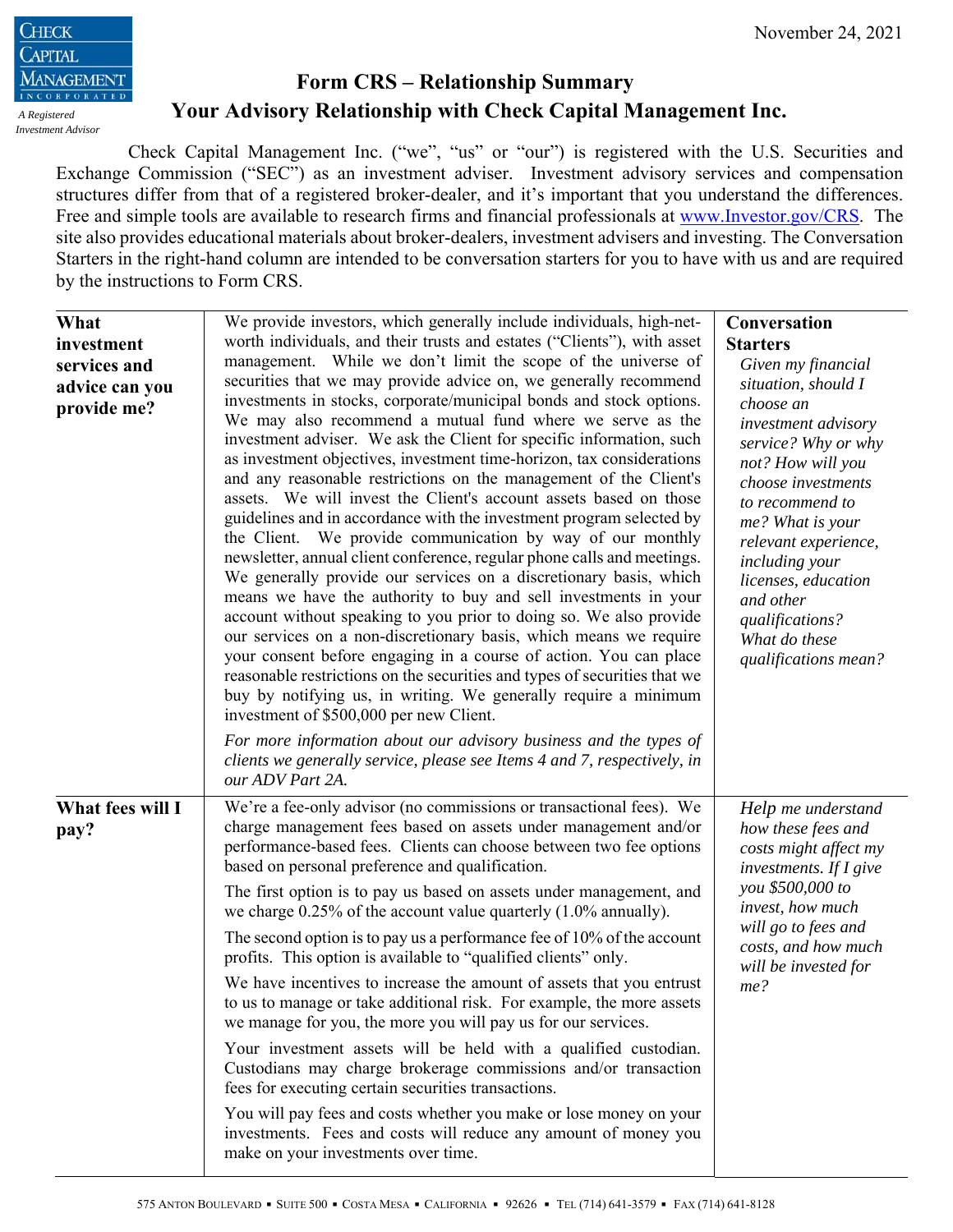November 24, 2021

CHECK CAPITAL MANAGEMENT INCORPORATED

*A Registered Investment Advisor*

# Form CRS – Relationship Summary
## Your Advisory Relationship with Check Capital Management Inc.

Check Capital Management Inc. ("we", "us" or "our") is registered with the U.S. Securities and Exchange Commission ("SEC") as an investment adviser. Investment advisory services and compensation structures differ from that of a registered broker-dealer, and it's important that you understand the differences. Free and simple tools are available to research firms and financial professionals at [www.Investor.gov/CRS](www.Investor.gov/CRS). The site also provides educational materials about broker-dealers, investment advisers and investing. The Conversation Starters in the right-hand column are intended to be conversation starters for you to have with us and are required by the instructions to Form CRS.

| | | **Conversation Starters** |
|---|---|---|
| **What investment services and advice can you provide me?** | We provide investors, which generally include individuals, high-net-worth individuals, and their trusts and estates ("Clients"), with asset management. While we don't limit the scope of the universe of securities that we may provide advice on, we generally recommend investments in stocks, corporate/municipal bonds and stock options. We may also recommend a mutual fund where we serve as the investment adviser. We ask the Client for specific information, such as investment objectives, investment time-horizon, tax considerations and any reasonable restrictions on the management of the Client's assets. We will invest the Client's account assets based on those guidelines and in accordance with the investment program selected by the Client. We provide communication by way of our monthly newsletter, annual client conference, regular phone calls and meetings. We generally provide our services on a discretionary basis, which means we have the authority to buy and sell investments in your account without speaking to you prior to doing so. We also provide our services on a non-discretionary basis, which means we require your consent before engaging in a course of action. You can place reasonable restrictions on the securities and types of securities that we buy by notifying us, in writing. We generally require a minimum investment of $500,000 per new Client.<br><br>*For more information about our advisory business and the types of clients we generally service, please see Items 4 and 7, respectively, in our ADV Part 2A.* | *Given my financial situation, should I choose an investment advisory service? Why or why not? How will you choose investments to recommend to me? What is your relevant experience, including your licenses, education and other qualifications? What do these qualifications mean?* |
| **What fees will I pay?** | We're a fee-only advisor (no commissions or transactional fees). We charge management fees based on assets under management and/or performance-based fees. Clients can choose between two fee options based on personal preference and qualification.<br><br>The first option is to pay us based on assets under management, and we charge 0.25% of the account value quarterly (1.0% annually).<br><br>The second option is to pay us a performance fee of 10% of the account profits. This option is available to "qualified clients" only.<br><br>We have incentives to increase the amount of assets that you entrust to us to manage or take additional risk. For example, the more assets we manage for you, the more you will pay us for our services.<br><br>Your investment assets will be held with a qualified custodian. Custodians may charge brokerage commissions and/or transaction fees for executing certain securities transactions.<br><br>You will pay fees and costs whether you make or lose money on your investments. Fees and costs will reduce any amount of money you make on your investments over time. | *Help me understand how these fees and costs might affect my investments. If I give you $500,000 to invest, how much will go to fees and costs, and how much will be invested for me?* |

575 ANTON BOULEVARD ▪ SUITE 500 ▪ COSTA MESA ▪ CALIFORNIA ▪ 92626 ▪ TEL (714) 641-3579 ▪ FAX (714) 641-8128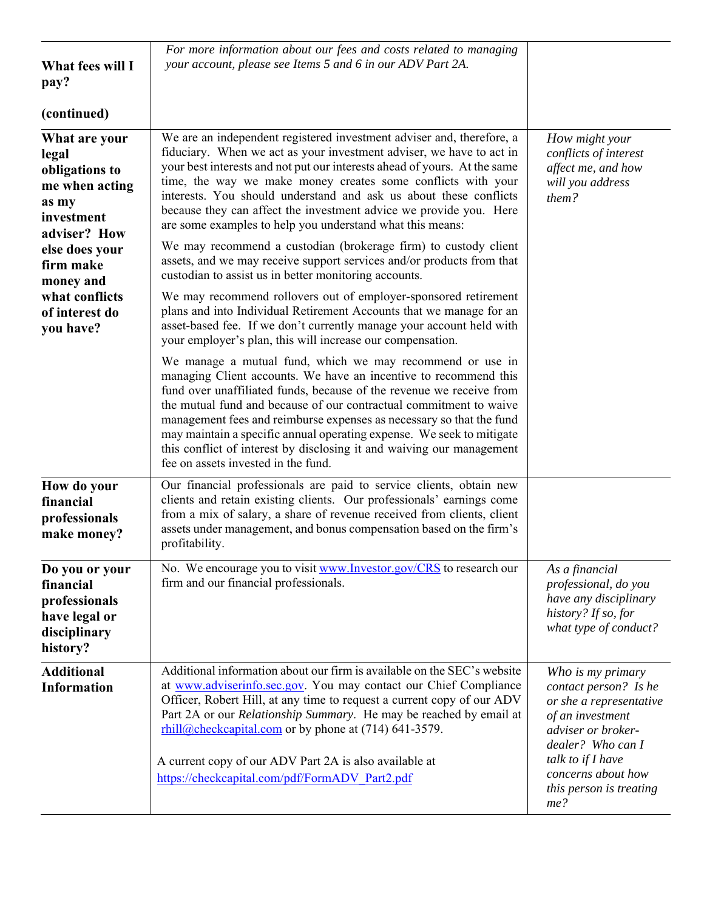| | | |
|---|---|---|
| **What fees will I pay?** <br><br> **(continued)** | *For more information about our fees and costs related to managing your account, please see Items 5 and 6 in our ADV Part 2A.* | |
| **What are your legal obligations to me when acting as my investment adviser? How else does your firm make money and what conflicts of interest do you have?** | We are an independent registered investment adviser and, therefore, a fiduciary. When we act as your investment adviser, we have to act in your best interests and not put our interests ahead of yours. At the same time, the way we make money creates some conflicts with your interests. You should understand and ask us about these conflicts because they can affect the investment advice we provide you. Here are some examples to help you understand what this means: <br><br> We may recommend a custodian (brokerage firm) to custody client assets, and we may receive support services and/or products from that custodian to assist us in better monitoring accounts. <br><br> We may recommend rollovers out of employer-sponsored retirement plans and into Individual Retirement Accounts that we manage for an asset-based fee. If we don't currently manage your account held with your employer's plan, this will increase our compensation. <br><br> We manage a mutual fund, which we may recommend or use in managing Client accounts. We have an incentive to recommend this fund over unaffiliated funds, because of the revenue we receive from the mutual fund and because of our contractual commitment to waive management fees and reimburse expenses as necessary so that the fund may maintain a specific annual operating expense. We seek to mitigate this conflict of interest by disclosing it and waiving our management fee on assets invested in the fund. | *How might your conflicts of interest affect me, and how will you address them?* |
| **How do your financial professionals make money?** | Our financial professionals are paid to service clients, obtain new clients and retain existing clients. Our professionals' earnings come from a mix of salary, a share of revenue received from clients, client assets under management, and bonus compensation based on the firm's profitability. | |
| **Do you or your financial professionals have legal or disciplinary history?** | No. We encourage you to visit www.Investor.gov/CRS to research our firm and our financial professionals. | *As a financial professional, do you have any disciplinary history? If so, for what type of conduct?* |
| **Additional Information** | Additional information about our firm is available on the SEC's website at www.adviserinfo.sec.gov. You may contact our Chief Compliance Officer, Robert Hill, at any time to request a current copy of our ADV Part 2A or our *Relationship Summary*. He may be reached by email at rhill@checkcapital.com or by phone at (714) 641-3579. <br><br> A current copy of our ADV Part 2A is also available at https://checkcapital.com/pdf/FormADV_Part2.pdf | *Who is my primary contact person? Is he or she a representative of an investment adviser or broker-dealer? Who can I talk to if I have concerns about how this person is treating me?* |